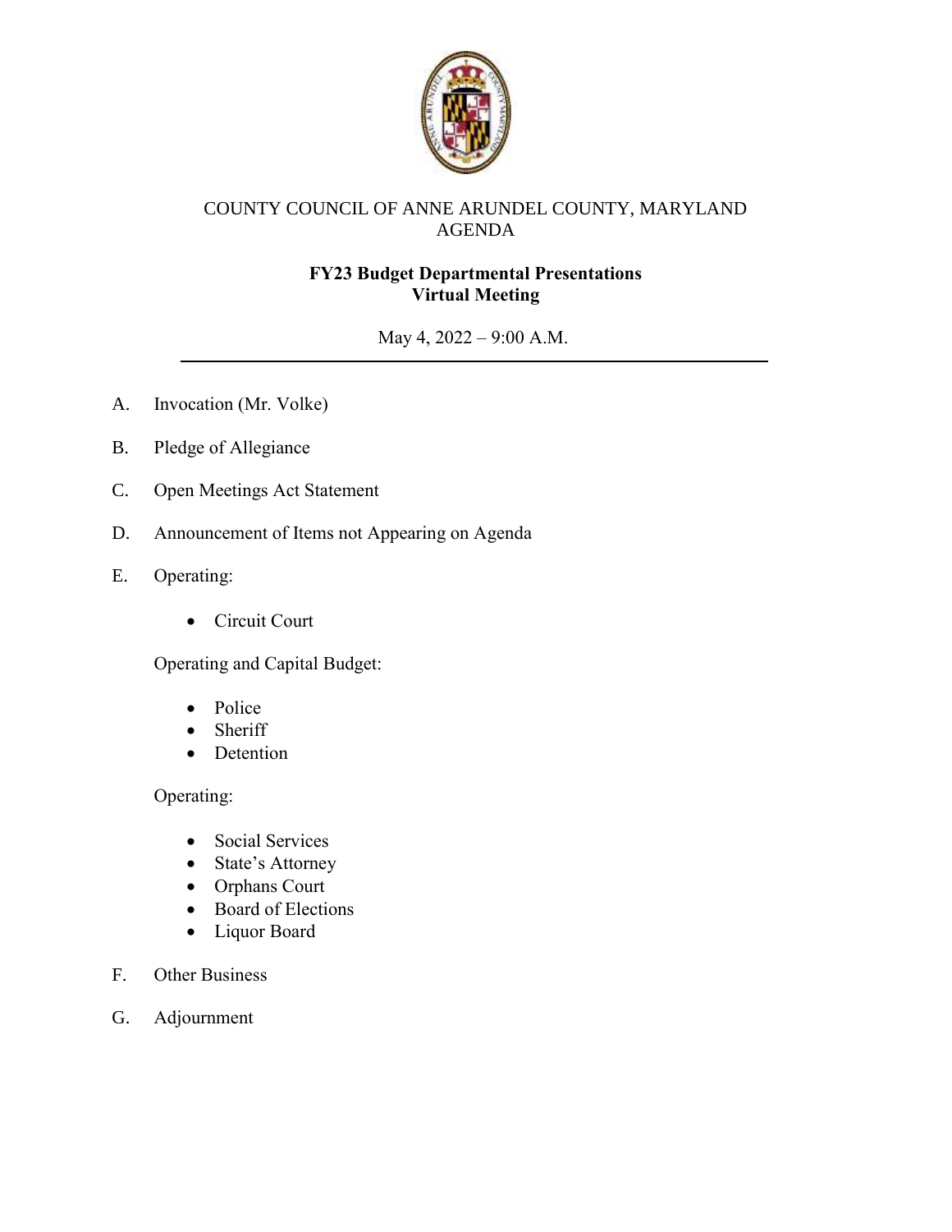COUNTY COUNCIL OF ANNE ARUNDEL COUNTY, MARYLAND
AGENDA

**FY23 Budget Departmental Presentations**
**Virtual Meeting**

May 4, 2022 – 9:00 A.M.

---

A. Invocation (Mr. Volke)

B. Pledge of Allegiance

C. Open Meetings Act Statement

D. Announcement of Items not Appearing on Agenda

E. Operating:

- Circuit Court

Operating and Capital Budget:

- Police
- Sheriff
- Detention

Operating:

- Social Services
- State's Attorney
- Orphans Court
- Board of Elections
- Liquor Board

F. Other Business

G. Adjournment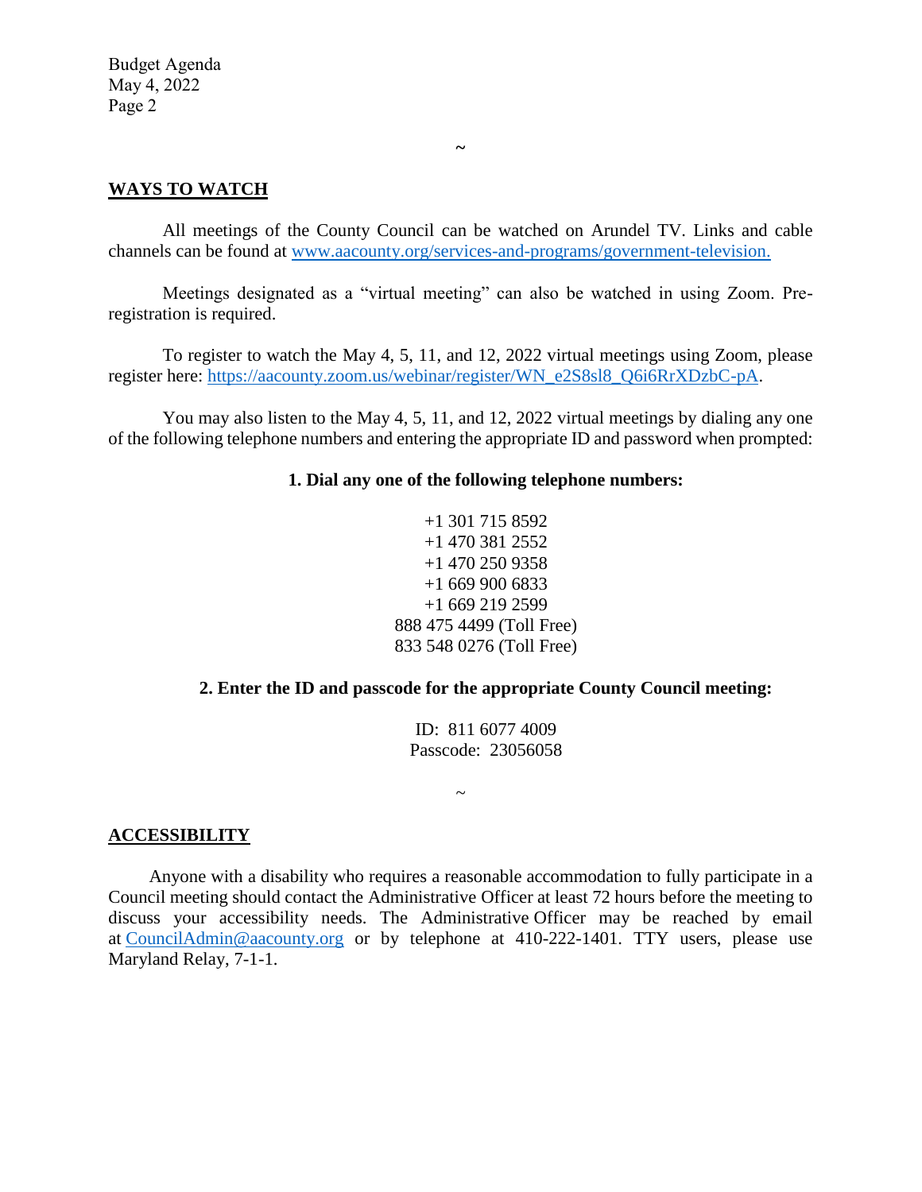~

## WAYS TO WATCH

All meetings of the County Council can be watched on Arundel TV. Links and cable channels can be found at www.aacounty.org/services-and-programs/government-television.

Meetings designated as a "virtual meeting" can also be watched in using Zoom. Pre-registration is required.

To register to watch the May 4, 5, 11, and 12, 2022 virtual meetings using Zoom, please register here: https://aacounty.zoom.us/webinar/register/WN_e2S8sl8_Q6i6RrXDzbC-pA.

You may also listen to the May 4, 5, 11, and 12, 2022 virtual meetings by dialing any one of the following telephone numbers and entering the appropriate ID and password when prompted:

**1. Dial any one of the following telephone numbers:**

+1 301 715 8592
+1 470 381 2552
+1 470 250 9358
+1 669 900 6833
+1 669 219 2599
888 475 4499 (Toll Free)
833 548 0276 (Toll Free)

**2. Enter the ID and passcode for the appropriate County Council meeting:**

ID: 811 6077 4009
Passcode: 23056058

~

## ACCESSIBILITY

Anyone with a disability who requires a reasonable accommodation to fully participate in a Council meeting should contact the Administrative Officer at least 72 hours before the meeting to discuss your accessibility needs. The Administrative Officer may be reached by email at CouncilAdmin@aacounty.org or by telephone at 410-222-1401. TTY users, please use Maryland Relay, 7-1-1.